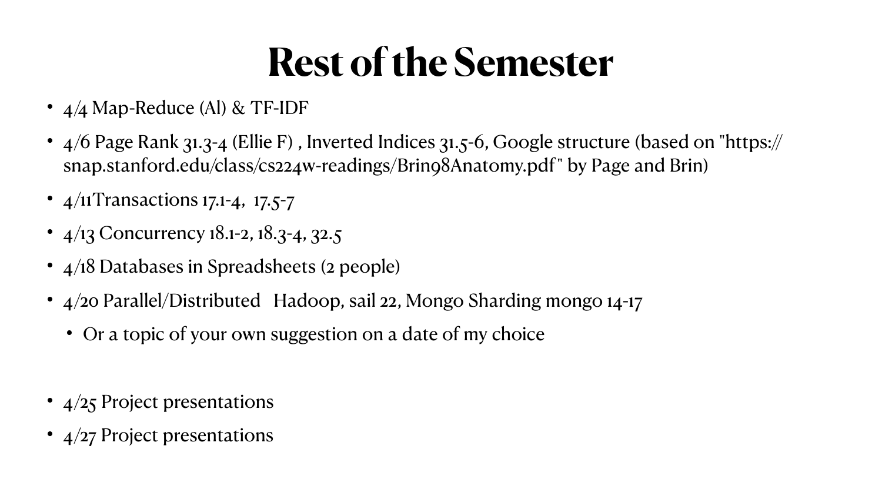# Rest of the Semester

- 4/4 Map-Reduce (Al) & TF-IDF
- 4/6 Page Rank 31.3-4 (Ellie F) , Inverted Indices 31.5-6, Google structure (based on "https://snap.stanford.edu/class/cs224w-readings/Brin98Anatomy.pdf" by Page and Brin)
- 4/11Transactions 17.1-4, 17.5-7
- 4/13 Concurrency 18.1-2, 18.3-4, 32.5
- 4/18 Databases in Spreadsheets (2 people)
- 4/20 Parallel/Distributed Hadoop, sail 22, Mongo Sharding mongo 14-17
  - Or a topic of your own suggestion on a date of my choice
- 4/25 Project presentations
- 4/27 Project presentations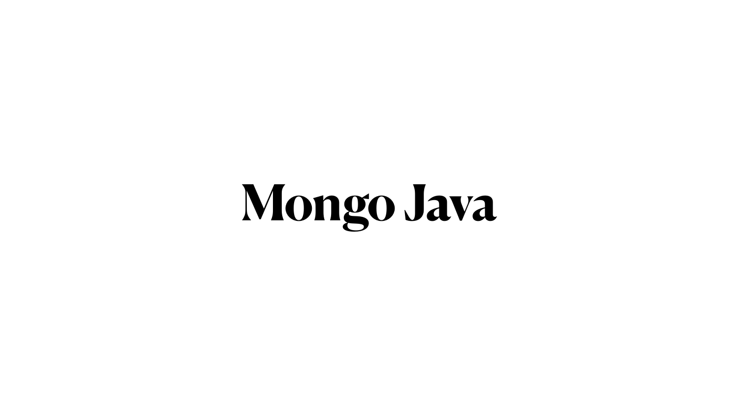# Mongo Java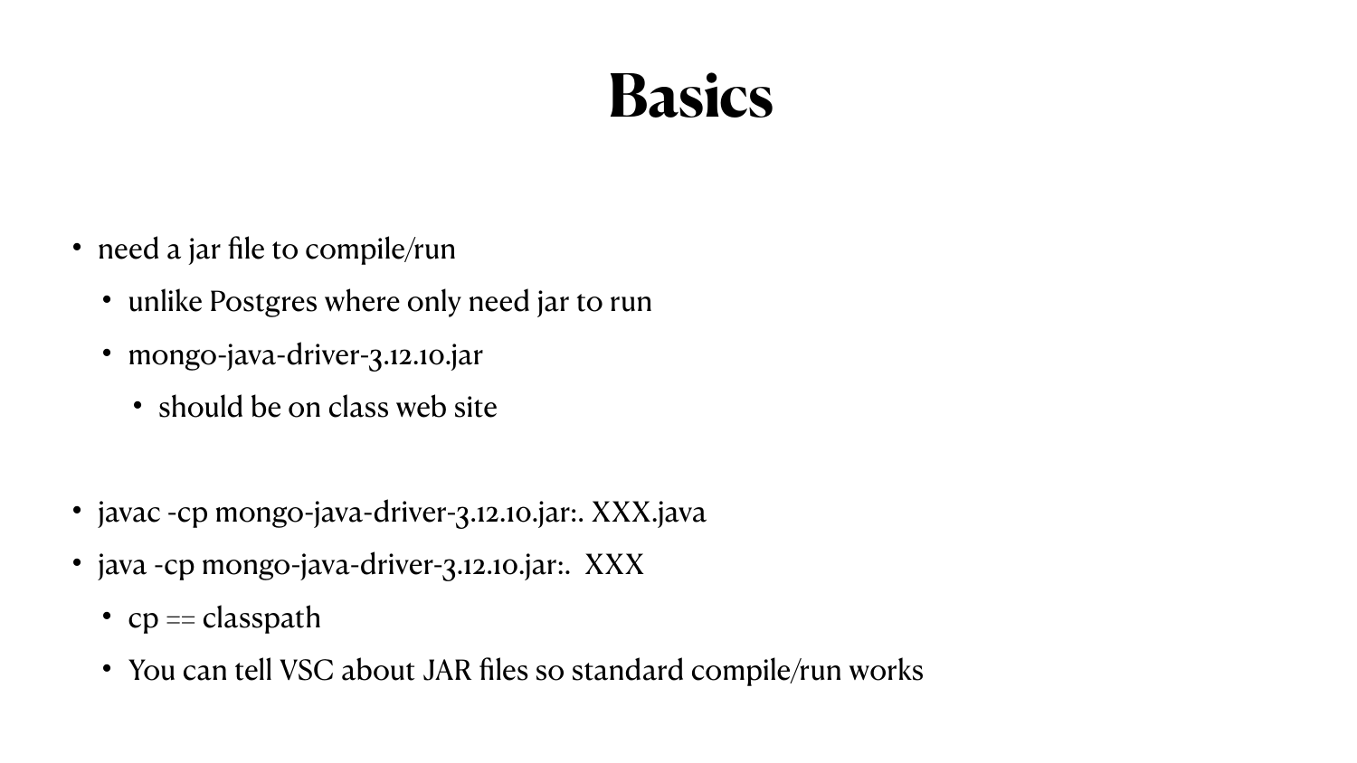# Basics

- need a jar file to compile/run
  - unlike Postgres where only need jar to run
  - mongo-java-driver-3.12.10.jar
    - should be on class web site

- javac -cp mongo-java-driver-3.12.10.jar:. XXX.java
- java -cp mongo-java-driver-3.12.10.jar:.  XXX
  - cp == classpath
  - You can tell VSC about JAR files so standard compile/run works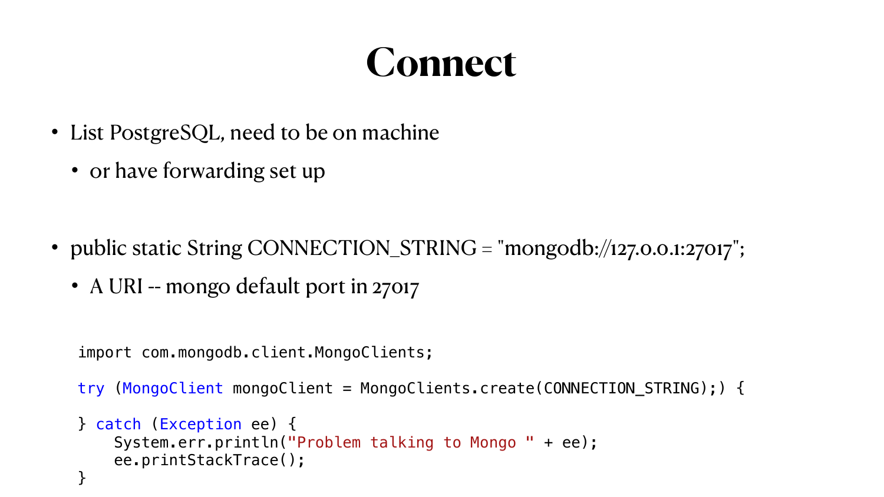# Connect

- List PostgreSQL, need to be on machine
  - or have forwarding set up

- public static String CONNECTION_STRING = "mongodb://127.0.0.1:27017";
  - A URI -- mongo default port in 27017

```
import com.mongodb.client.MongoClients;

try (MongoClient mongoClient = MongoClients.create(CONNECTION_STRING);) {

} catch (Exception ee) {
    System.err.println("Problem talking to Mongo " + ee);
    ee.printStackTrace();
}
```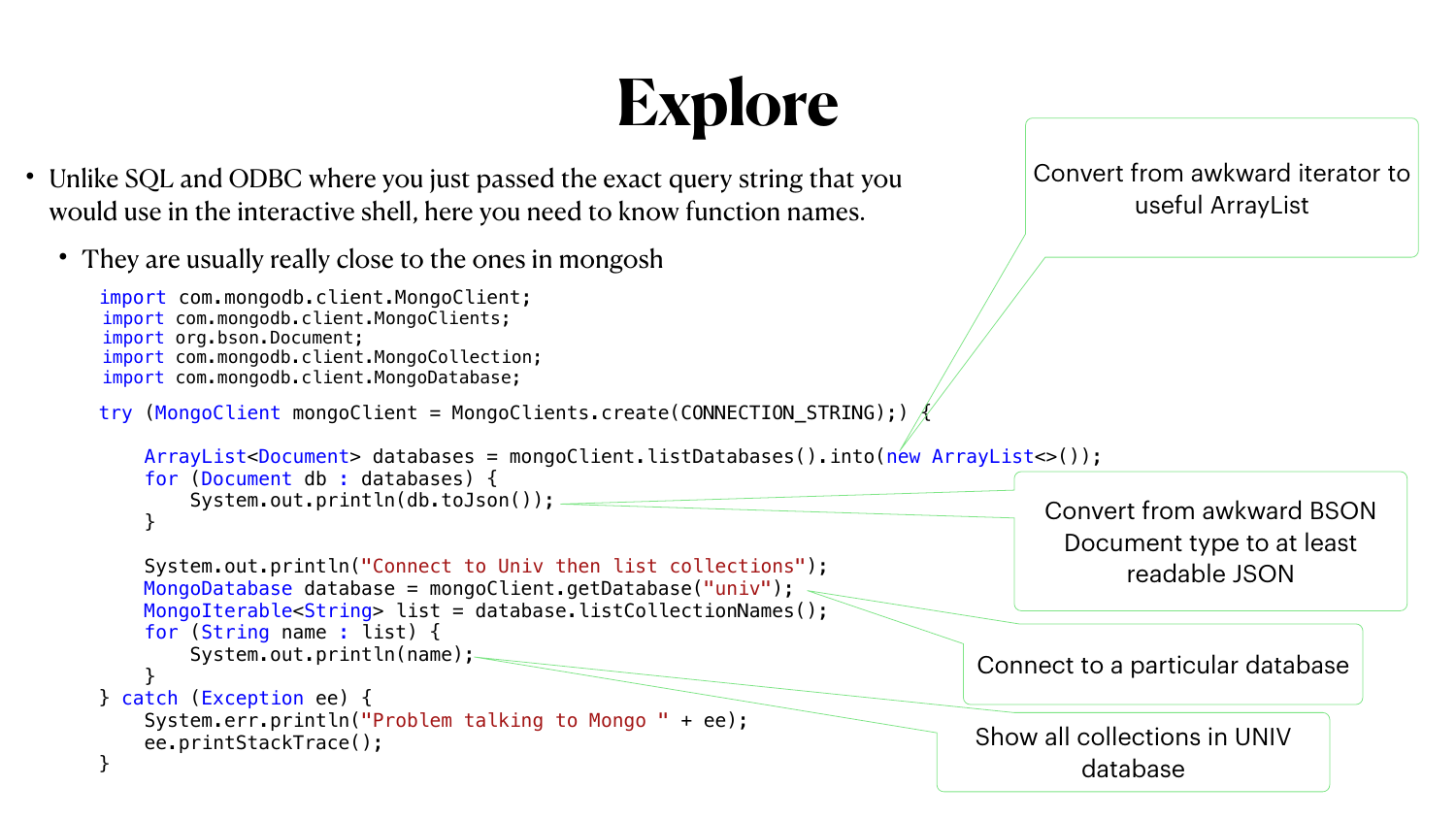# Explore

- Unlike SQL and ODBC where you just passed the exact query string that you would use in the interactive shell, here you need to know function names.
  - They are usually really close to the ones in mongosh

```java
import com.mongodb.client.MongoClient;
import com.mongodb.client.MongoClients;
import org.bson.Document;
import com.mongodb.client.MongoCollection;
import com.mongodb.client.MongoDatabase;

try (MongoClient mongoClient = MongoClients.create(CONNECTION_STRING);) {

    ArrayList<Document> databases = mongoClient.listDatabases().into(new ArrayList<>());
    for (Document db : databases) {
        System.out.println(db.toJson());
    }

    System.out.println("Connect to Univ then list collections");
    MongoDatabase database = mongoClient.getDatabase("univ");
    MongoIterable<String> list = database.listCollectionNames();
    for (String name : list) {
        System.out.println(name);
    }
} catch (Exception ee) {
    System.err.println("Problem talking to Mongo " + ee);
    ee.printStackTrace();
}
```

Convert from awkward iterator to useful ArrayList

Convert from awkward BSON Document type to at least readable JSON

Connect to a particular database

Show all collections in UNIV database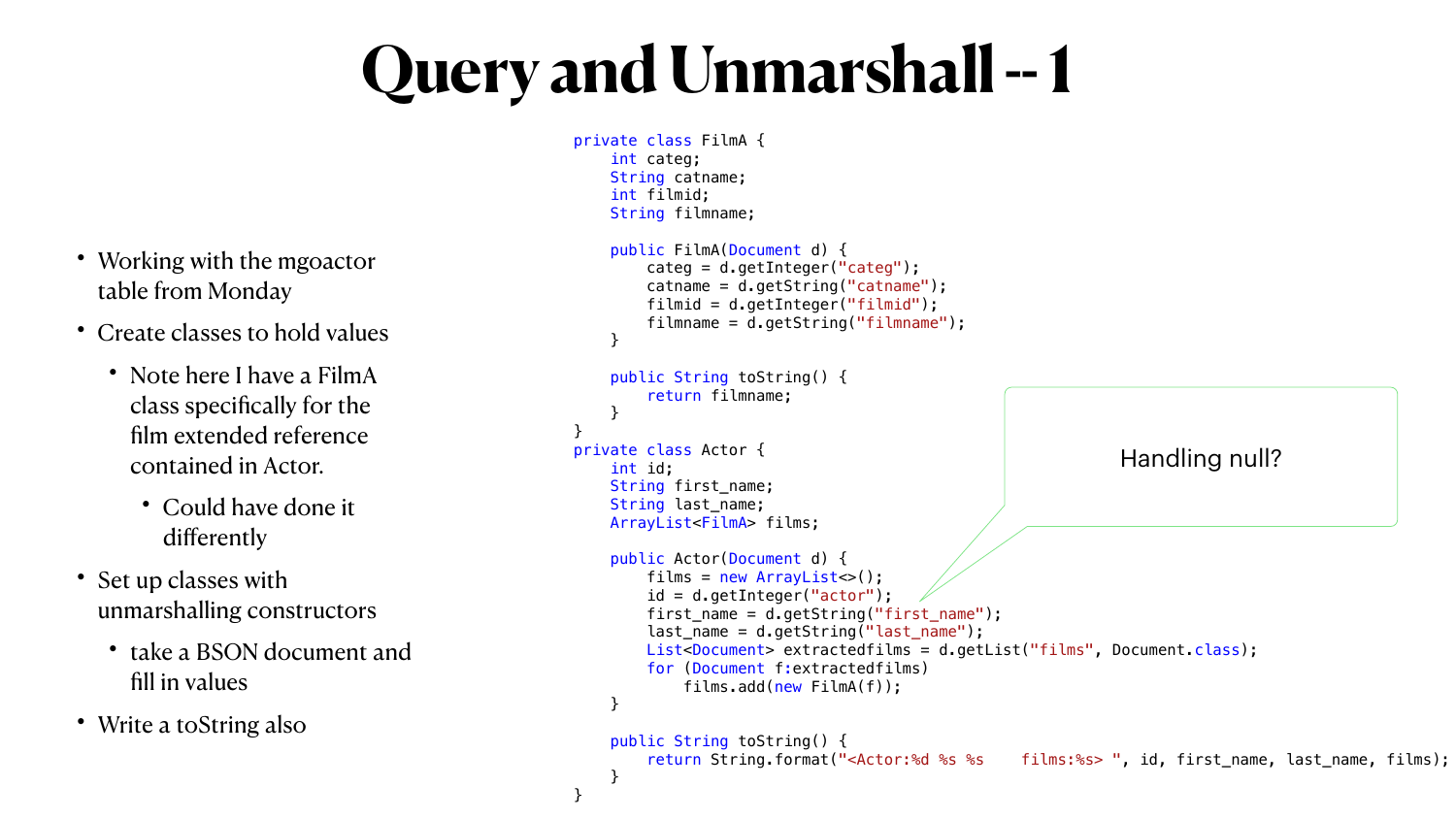# Query and Unmarshall -- 1

- Working with the mgoactor table from Monday
- Create classes to hold values
  - Note here I have a FilmA class specifically for the film extended reference contained in Actor.
    - Could have done it differently
- Set up classes with unmarshalling constructors
  - take a BSON document and fill in values
- Write a toString also

```java
private class FilmA {
    int categ;
    String catname;
    int filmid;
    String filmname;

    public FilmA(Document d) {
        categ = d.getInteger("categ");
        catname = d.getString("catname");
        filmid = d.getInteger("filmid");
        filmname = d.getString("filmname");
    }

    public String toString() {
        return filmname;
    }
}
private class Actor {
    int id;
    String first_name;
    String last_name;
    ArrayList<FilmA> films;

    public Actor(Document d) {
        films = new ArrayList<>();
        id = d.getInteger("actor");
        first_name = d.getString("first_name");
        last_name = d.getString("last_name");
        List<Document> extractedfilms = d.getList("films", Document.class);
        for (Document f:extractedfilms)
            films.add(new FilmA(f));
    }

    public String toString() {
        return String.format("<Actor:%d %s %s    films:%s> ", id, first_name, last_name, films);
    }
}
```

Handling null?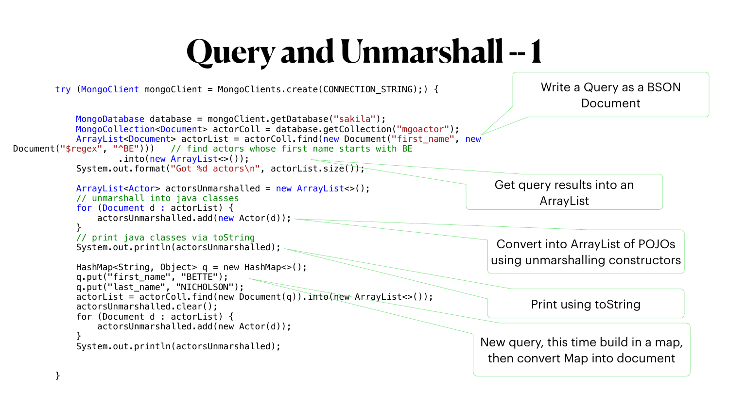# Query and Unmarshall -- 1

```java
try (MongoClient mongoClient = MongoClients.create(CONNECTION_STRING);) {

    MongoDatabase database = mongoClient.getDatabase("sakila");
    MongoCollection<Document> actorColl = database.getCollection("mgoactor");
    ArrayList<Document> actorList = actorColl.find(new Document("first_name", new
Document("$regex", "^BE")))   // find actors whose first name starts with BE
            .into(new ArrayList<>());
    System.out.format("Got %d actors\n", actorList.size());

    ArrayList<Actor> actorsUnmarshalled = new ArrayList<>();
    // unmarshall into java classes
    for (Document d : actorList) {
        actorsUnmarshalled.add(new Actor(d));
    }
    // print java classes via toString
    System.out.println(actorsUnmarshalled);

    HashMap<String, Object> q = new HashMap<>();
    q.put("first_name", "BETTE");
    q.put("last_name", "NICHOLSON");
    actorList = actorColl.find(new Document(q)).into(new ArrayList<>());
    actorsUnmarshalled.clear();
    for (Document d : actorList) {
        actorsUnmarshalled.add(new Actor(d));
    }
    System.out.println(actorsUnmarshalled);

}
```

- Write a Query as a BSON Document
- Get query results into an ArrayList
- Convert into ArrayList of POJOs using unmarshalling constructors
- Print using toString
- New query, this time build in a map, then convert Map into document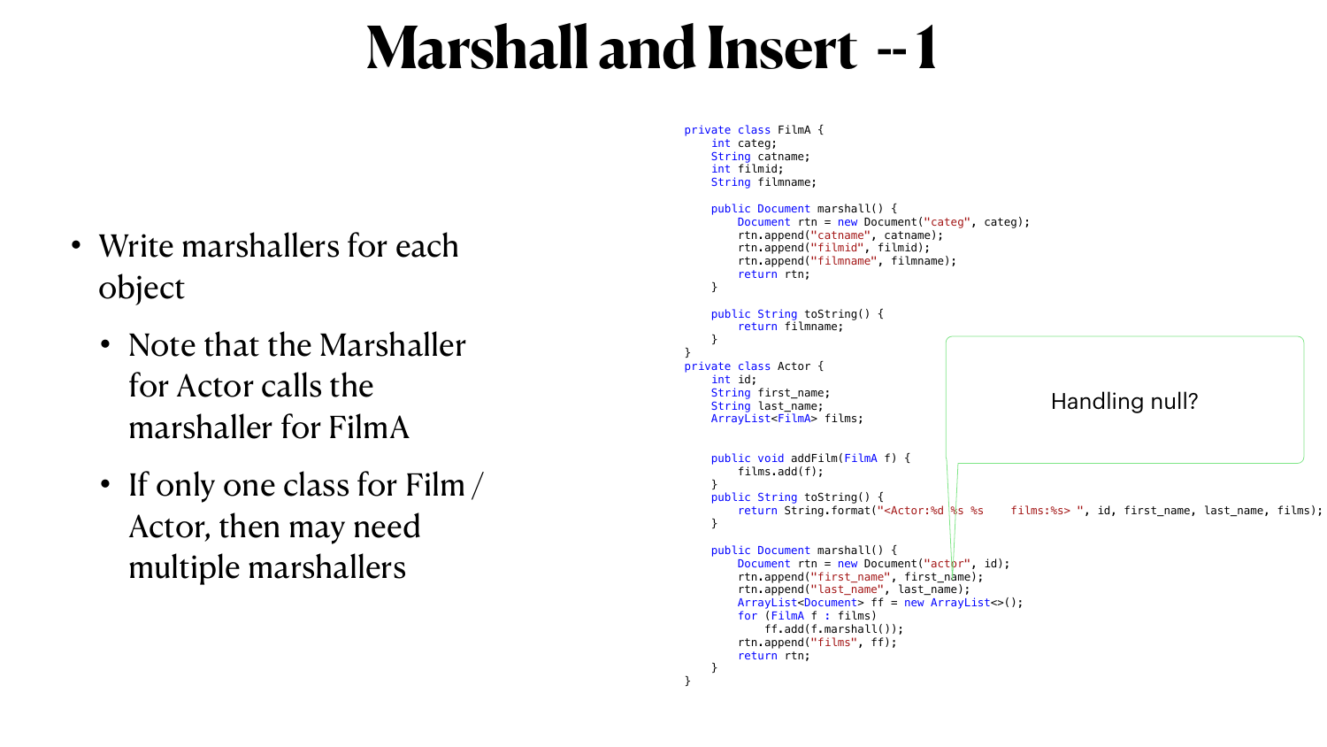# Marshall and Insert -- 1

- Write marshallers for each object
  - Note that the Marshaller for Actor calls the marshaller for FilmA
  - If only one class for Film / Actor, then may need multiple marshallers

```java
private class FilmA {
    int categ;
    String catname;
    int filmid;
    String filmname;

    public Document marshall() {
        Document rtn = new Document("categ", categ);
        rtn.append("catname", catname);
        rtn.append("filmid", filmid);
        rtn.append("filmname", filmname);
        return rtn;
    }

    public String toString() {
        return filmname;
    }
}
private class Actor {
    int id;
    String first_name;
    String last_name;
    ArrayList<FilmA> films;


    public void addFilm(FilmA f) {
        films.add(f);
    }
    public String toString() {
        return String.format("<Actor:%d %s %s    films:%s> ", id, first_name, last_name, films);
    }

    public Document marshall() {
        Document rtn = new Document("actor", id);
        rtn.append("first_name", first_name);
        rtn.append("last_name", last_name);
        ArrayList<Document> ff = new ArrayList<>();
        for (FilmA f : films)
            ff.add(f.marshall());
        rtn.append("films", ff);
        return rtn;
    }
}
```

Handling null?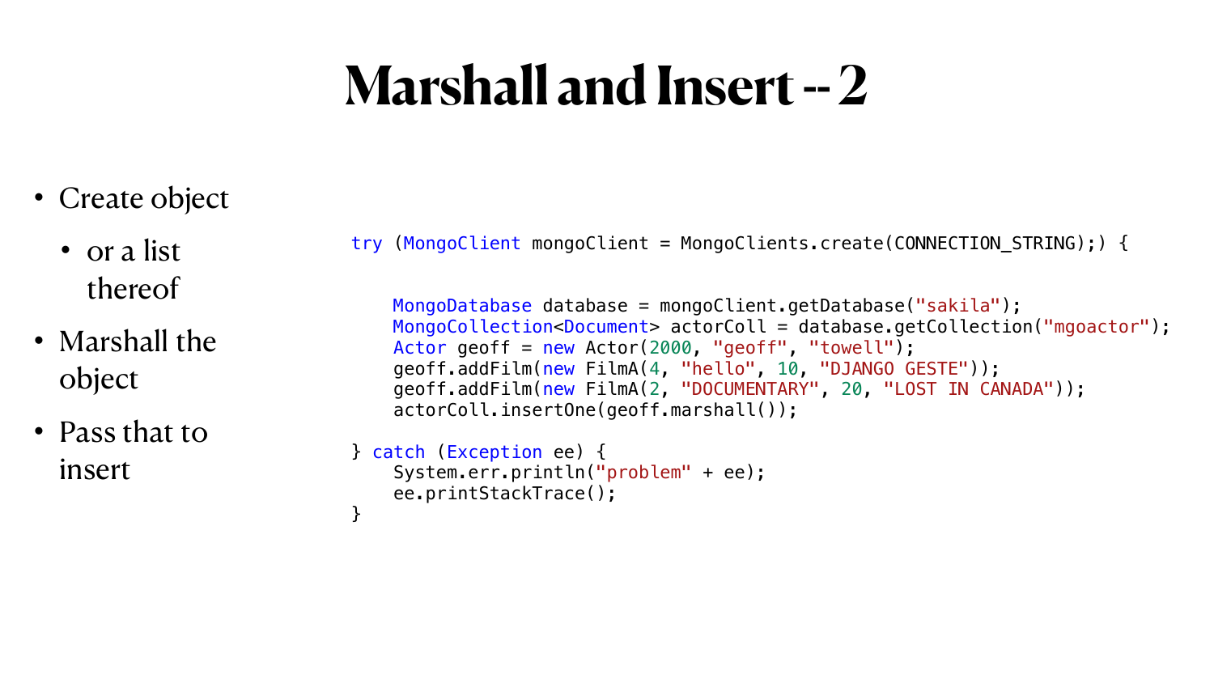# Marshall and Insert -- 2

- Create object
  - or a list thereof
- Marshall the object
- Pass that to insert

```
try (MongoClient mongoClient = MongoClients.create(CONNECTION_STRING);) {


    MongoDatabase database = mongoClient.getDatabase("sakila");
    MongoCollection<Document> actorColl = database.getCollection("mgoactor");
    Actor geoff = new Actor(2000, "geoff", "towell");
    geoff.addFilm(new FilmA(4, "hello", 10, "DJANGO GESTE"));
    geoff.addFilm(new FilmA(2, "DOCUMENTARY", 20, "LOST IN CANADA"));
    actorColl.insertOne(geoff.marshall());

} catch (Exception ee) {
    System.err.println("problem" + ee);
    ee.printStackTrace();
}
```